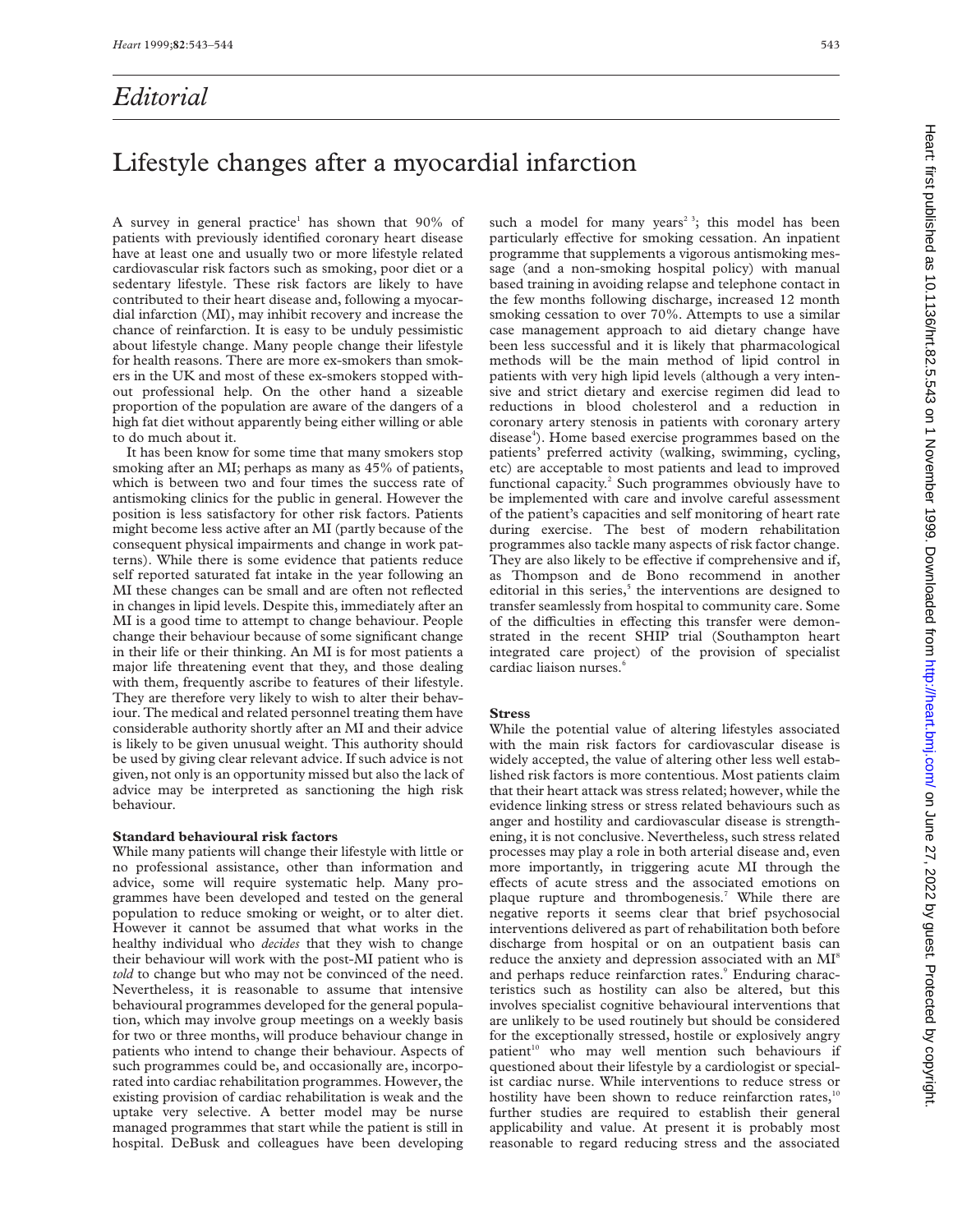# Editorial

# Lifestyle changes after a myocardial infarction

A survey in general practice[1] has shown that 90% of patients with previously identified coronary heart disease have at least one and usually two or more lifestyle related cardiovascular risk factors such as smoking, poor diet or a sedentary lifestyle. These risk factors are likely to have contributed to their heart disease and, following a myocardial infarction (MI), may inhibit recovery and increase the chance of reinfarction. It is easy to be unduly pessimistic about lifestyle change. Many people change their lifestyle for health reasons. There are more ex-smokers than smokers in the UK and most of these ex-smokers stopped without professional help. On the other hand a sizeable proportion of the population are aware of the dangers of a high fat diet without apparently being either willing or able to do much about it.

It has been know for some time that many smokers stop smoking after an MI; perhaps as many as 45% of patients, which is between two and four times the success rate of antismoking clinics for the public in general. However the position is less satisfactory for other risk factors. Patients might become less active after an MI (partly because of the consequent physical impairments and change in work patterns). While there is some evidence that patients reduce self reported saturated fat intake in the year following an MI these changes can be small and are often not reflected in changes in lipid levels. Despite this, immediately after an MI is a good time to attempt to change behaviour. People change their behaviour because of some significant change in their life or their thinking. An MI is for most patients a major life threatening event that they, and those dealing with them, frequently ascribe to features of their lifestyle. They are therefore very likely to wish to alter their behaviour. The medical and related personnel treating them have considerable authority shortly after an MI and their advice is likely to be given unusual weight. This authority should be used by giving clear relevant advice. If such advice is not given, not only is an opportunity missed but also the lack of advice may be interpreted as sanctioning the high risk behaviour.

### Standard behavioural risk factors

While many patients will change their lifestyle with little or no professional assistance, other than information and advice, some will require systematic help. Many programmes have been developed and tested on the general population to reduce smoking or weight, or to alter diet. However it cannot be assumed that what works in the healthy individual who *decides* that they wish to change their behaviour will work with the post-MI patient who is *told* to change but who may not be convinced of the need. Nevertheless, it is reasonable to assume that intensive behavioural programmes developed for the general population, which may involve group meetings on a weekly basis for two or three months, will produce behaviour change in patients who intend to change their behaviour. Aspects of such programmes could be, and occasionally are, incorporated into cardiac rehabilitation programmes. However, the existing provision of cardiac rehabilitation is weak and the uptake very selective. A better model may be nurse managed programmes that start while the patient is still in hospital. DeBusk and colleagues have been developing such a model for many years[2 3]; this model has been particularly effective for smoking cessation. An inpatient programme that supplements a vigorous antismoking message (and a non-smoking hospital policy) with manual based training in avoiding relapse and telephone contact in the few months following discharge, increased 12 month smoking cessation to over 70%. Attempts to use a similar case management approach to aid dietary change have been less successful and it is likely that pharmacological methods will be the main method of lipid control in patients with very high lipid levels (although a very intensive and strict dietary and exercise regimen did lead to reductions in blood cholesterol and a reduction in coronary artery stenosis in patients with coronary artery disease[4]). Home based exercise programmes based on the patients' preferred activity (walking, swimming, cycling, etc) are acceptable to most patients and lead to improved functional capacity.[2] Such programmes obviously have to be implemented with care and involve careful assessment of the patient's capacities and self monitoring of heart rate during exercise. The best of modern rehabilitation programmes also tackle many aspects of risk factor change. They are also likely to be effective if comprehensive and if, as Thompson and de Bono recommend in another editorial in this series,[5] the interventions are designed to transfer seamlessly from hospital to community care. Some of the difficulties in effecting this transfer were demonstrated in the recent SHIP trial (Southampton heart integrated care project) of the provision of specialist cardiac liaison nurses.[6]

### Stress

While the potential value of altering lifestyles associated with the main risk factors for cardiovascular disease is widely accepted, the value of altering other less well established risk factors is more contentious. Most patients claim that their heart attack was stress related; however, while the evidence linking stress or stress related behaviours such as anger and hostility and cardiovascular disease is strengthening, it is not conclusive. Nevertheless, such stress related processes may play a role in both arterial disease and, even more importantly, in triggering acute MI through the effects of acute stress and the associated emotions on plaque rupture and thrombogenesis.[7] While there are negative reports it seems clear that brief psychosocial interventions delivered as part of rehabilitation both before discharge from hospital or on an outpatient basis can reduce the anxiety and depression associated with an MI[8] and perhaps reduce reinfarction rates.[9] Enduring characteristics such as hostility can also be altered, but this involves specialist cognitive behavioural interventions that are unlikely to be used routinely but should be considered for the exceptionally stressed, hostile or explosively angry patient[10] who may well mention such behaviours if questioned about their lifestyle by a cardiologist or specialist cardiac nurse. While interventions to reduce stress or hostility have been shown to reduce reinfarction rates,[10] further studies are required to establish their general applicability and value. At present it is probably most reasonable to regard reducing stress and the associated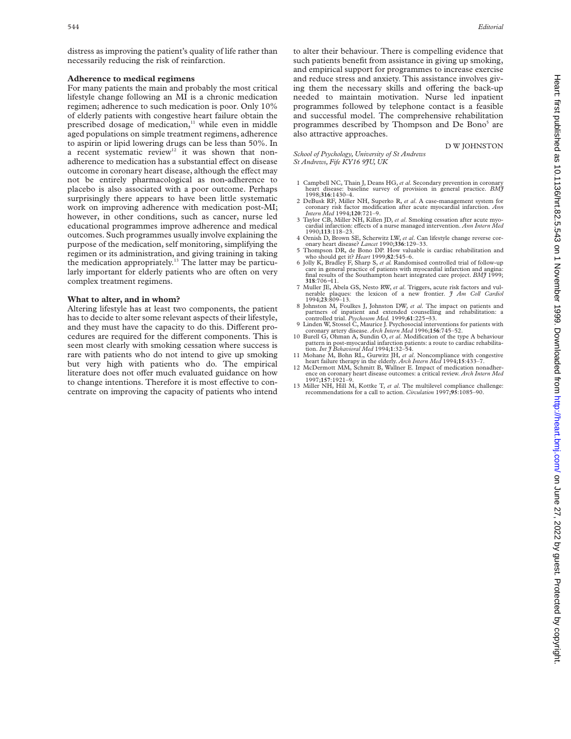distress as improving the patient's quality of life rather than necessarily reducing the risk of reinfarction.

**Adherence to medical regimens**

For many patients the main and probably the most critical lifestyle change following an MI is a chronic medication regimen; adherence to such medication is poor. Only 10% of elderly patients with congestive heart failure obtain the prescribed dosage of medication,[11] while even in middle aged populations on simple treatment regimens, adherence to aspirin or lipid lowering drugs can be less than 50%. In a recent systematic review[12] it was shown that non-adherence to medication has a substantial effect on disease outcome in coronary heart disease, although the effect may not be entirely pharmacological as non-adherence to placebo is also associated with a poor outcome. Perhaps surprisingly there appears to have been little systematic work on improving adherence with medication post-MI; however, in other conditions, such as cancer, nurse led educational programmes improve adherence and medical outcomes. Such programmes usually involve explaining the purpose of the medication, self monitoring, simplifying the regimen or its administration, and giving training in taking the medication appropriately.[13] The latter may be particularly important for elderly patients who are often on very complex treatment regimens.

**What to alter, and in whom?**

Altering lifestyle has at least two components, the patient has to decide to alter some relevant aspects of their lifestyle, and they must have the capacity to do this. Different procedures are required for the different components. This is seen most clearly with smoking cessation where success is rare with patients who do not intend to give up smoking but very high with patients who do. The empirical literature does not offer much evaluated guidance on how to change intentions. Therefore it is most effective to concentrate on improving the capacity of patients who intend to alter their behaviour. There is compelling evidence that such patients benefit from assistance in giving up smoking, and empirical support for programmes to increase exercise and reduce stress and anxiety. This assistance involves giving them the necessary skills and offering the back-up needed to maintain motivation. Nurse led inpatient programmes followed by telephone contact is a feasible and successful model. The comprehensive rehabilitation programmes described by Thompson and De Bono[5] are also attractive approaches.

D W JOHNSTON

*School of Psychology, University of St Andrews*
*St Andrews, Fife KY16 9JU, UK*

1 Campbell NC, Thain J, Deans HG, *et al*. Secondary prevention in coronary heart disease: baseline survey of provision in general practice. *BMJ* 1998;**316**:1430–4.
2 DeBusk RF, Miller NH, Superko R, *et al*. A case-management system for coronary risk factor modification after acute myocardial infarction. *Ann Intern Med* 1994;**120**:721–9.
3 Taylor CB, Miller NH, Killen JD, *et al*. Smoking cessation after acute myocardial infarction: effects of a nurse managed intervention. *Ann Intern Med* 1990;**113**:118–23.
4 Ornish D, Brown SE, Scherwitz LW, *et al*. Can lifestyle change reverse coronary heart disease? *Lancet* 1990;**336**:129–33.
5 Thompson DR, de Bono DP. How valuable is cardiac rehabilitation and who should get it? *Heart* 1999;**82**:545–6.
6 Jolly K, Bradley F, Sharp S, *et al.* Randomised controlled trial of follow-up care in general practice of patients with myocardial infarction and angina: final results of the Southampton heart integrated care project. *BMJ* 1999; **318**:706–11.
7 Muller JE, Abela GS, Nesto RW, *et al*. Triggers, acute risk factors and vulnerable plaques: the lexicon of a new frontier. *J Am Coll Cardiol* 1994;**23**:809–13.
8 Johnston M, Foulkes J, Johnston DW, *et al*. The impact on patients and partners of inpatient and extended counselling and rehabilitation: a controlled trial. *Psychosom Med.* 1999;**61**:225–33.
9 Linden W, Stossel C, Maurice J. Psychosocial interventions for patients with coronary artery disease. *Arch Intern Med* 1996;**156**:745–52.
10 Burell G, Ohman A, Sundin O, *et al*. Modification of the type A behaviour pattern in post-myocardial infarction patients: a route to cardiac rehabilitation. *Int J Behavioral Med* 1994;**1**:32–54.
11 Mohane M, Bohn RL, Gurwitz JH, *et al*. Noncompliance with congestive heart failure therapy in the elderly. *Arch Intern Med* 1994;**15**:433–7.
12 McDermott MM, Schmitt B, Wallner E. Impact of medication nonadherence on coronary heart disease outcomes: a critical review. *Arch Intern Med* 1997;**157**:1921–9.
13 Miller NH, Hill M, Kottke T, *et al*. The multilevel compliance challenge: recommendations for a call to action. *Circulation* 1997;**95**:1085–90.